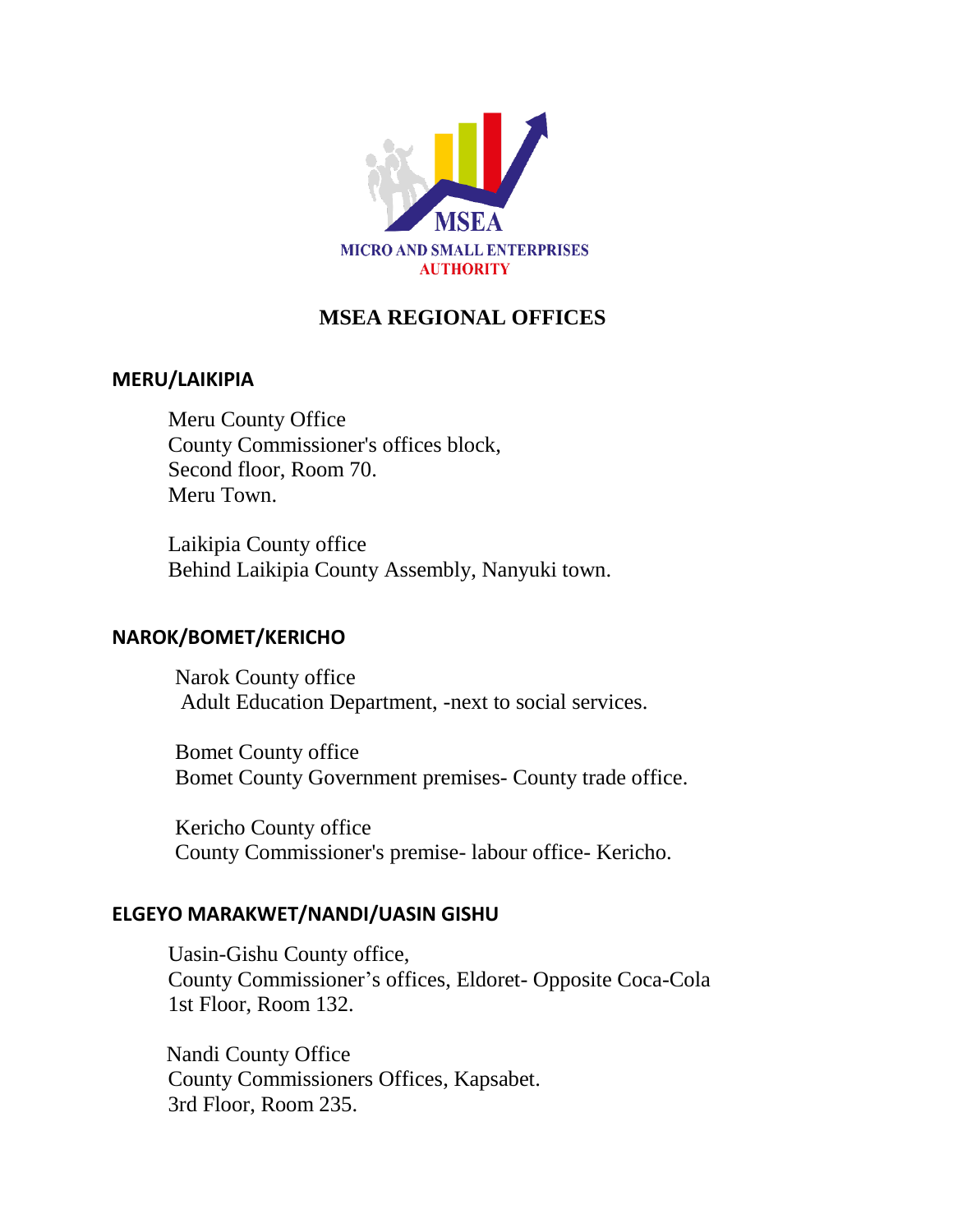MSEA
MICRO AND SMALL ENTERPRISES
AUTHORITY

# MSEA REGIONAL OFFICES

## MERU/LAIKIPIA

Meru County Office
County Commissioner's offices block,
Second floor, Room 70.
Meru Town.

Laikipia County office
Behind Laikipia County Assembly, Nanyuki town.

## NAROK/BOMET/KERICHO

Narok County office
Adult Education Department, -next to social services.

Bomet County office
Bomet County Government premises- County trade office.

Kericho County office
County Commissioner's premise- labour office- Kericho.

## ELGEYO MARAKWET/NANDI/UASIN GISHU

Uasin-Gishu County office,
County Commissioner's offices, Eldoret- Opposite Coca-Cola
1st Floor, Room 132.

Nandi County Office
County Commissioners Offices, Kapsabet.
3rd Floor, Room 235.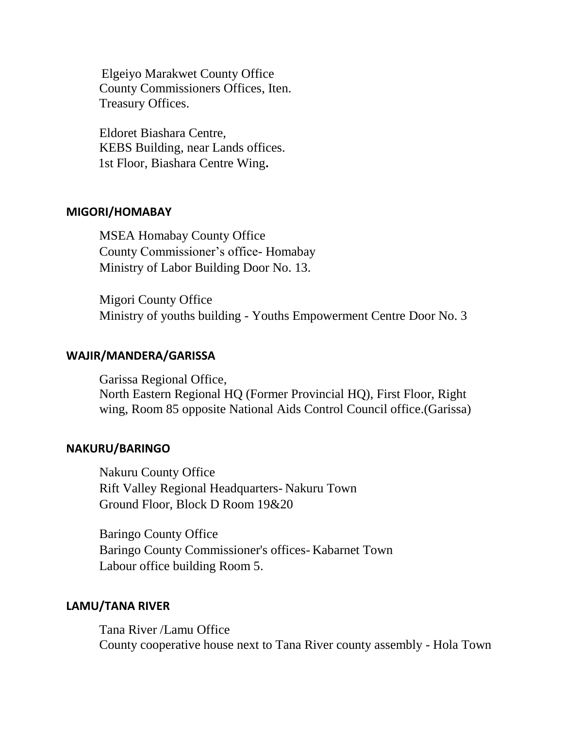Elgeiyo Marakwet County Office
County Commissioners Offices, Iten.
Treasury Offices.

Eldoret Biashara Centre,
KEBS Building, near Lands offices.
1st Floor, Biashara Centre Wing**.**

## MIGORI/HOMABAY

MSEA Homabay County Office
County Commissioner's office- Homabay
Ministry of Labor Building Door No. 13.

Migori County Office
Ministry of youths building - Youths Empowerment Centre Door No. 3

## WAJIR/MANDERA/GARISSA

Garissa Regional Office,
North Eastern Regional HQ (Former Provincial HQ), First Floor, Right wing, Room 85 opposite National Aids Control Council office.(Garissa)

## NAKURU/BARINGO

Nakuru County Office
Rift Valley Regional Headquarters- Nakuru Town
Ground Floor, Block D Room 19&20

Baringo County Office
Baringo County Commissioner's offices- Kabarnet Town
Labour office building Room 5.

## LAMU/TANA RIVER

Tana River /Lamu Office
County cooperative house next to Tana River county assembly - Hola Town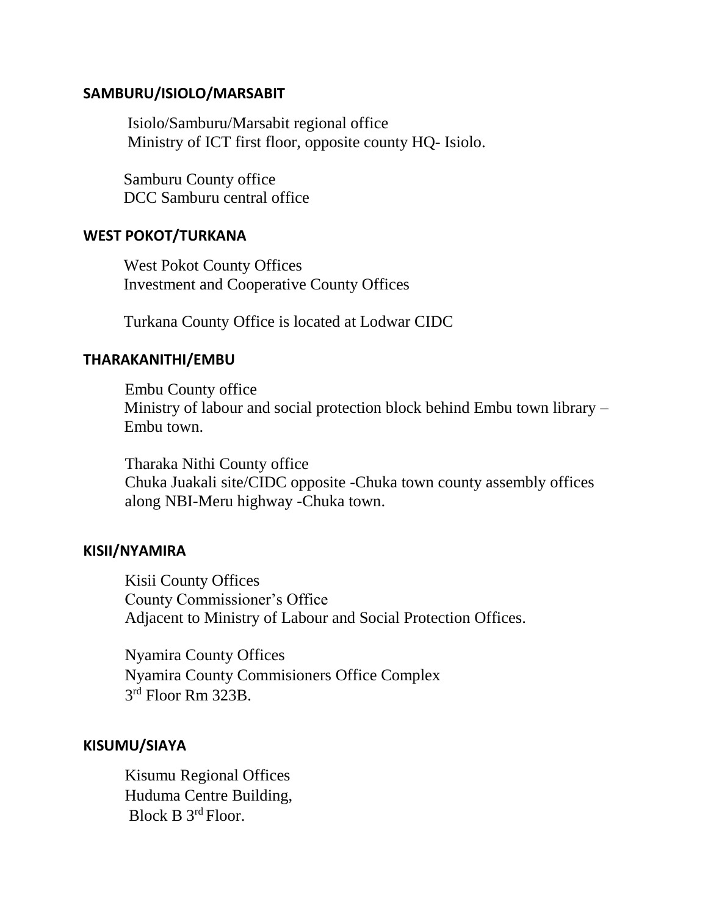## SAMBURU/ISIOLO/MARSABIT

Isiolo/Samburu/Marsabit regional office
Ministry of ICT first floor, opposite county HQ- Isiolo.

Samburu County office
DCC Samburu central office

## WEST POKOT/TURKANA

West Pokot County Offices
Investment and Cooperative County Offices

Turkana County Office is located at Lodwar CIDC

## THARAKANITHI/EMBU

Embu County office
Ministry of labour and social protection block behind Embu town library – Embu town.

Tharaka Nithi County office
Chuka Juakali site/CIDC opposite -Chuka town county assembly offices along NBI-Meru highway -Chuka town.

## KISII/NYAMIRA

Kisii County Offices
County Commissioner's Office
Adjacent to Ministry of Labour and Social Protection Offices.

Nyamira County Offices
Nyamira County Commisioners Office Complex
3rd Floor Rm 323B.

## KISUMU/SIAYA

Kisumu Regional Offices
Huduma Centre Building,
Block B 3rd Floor.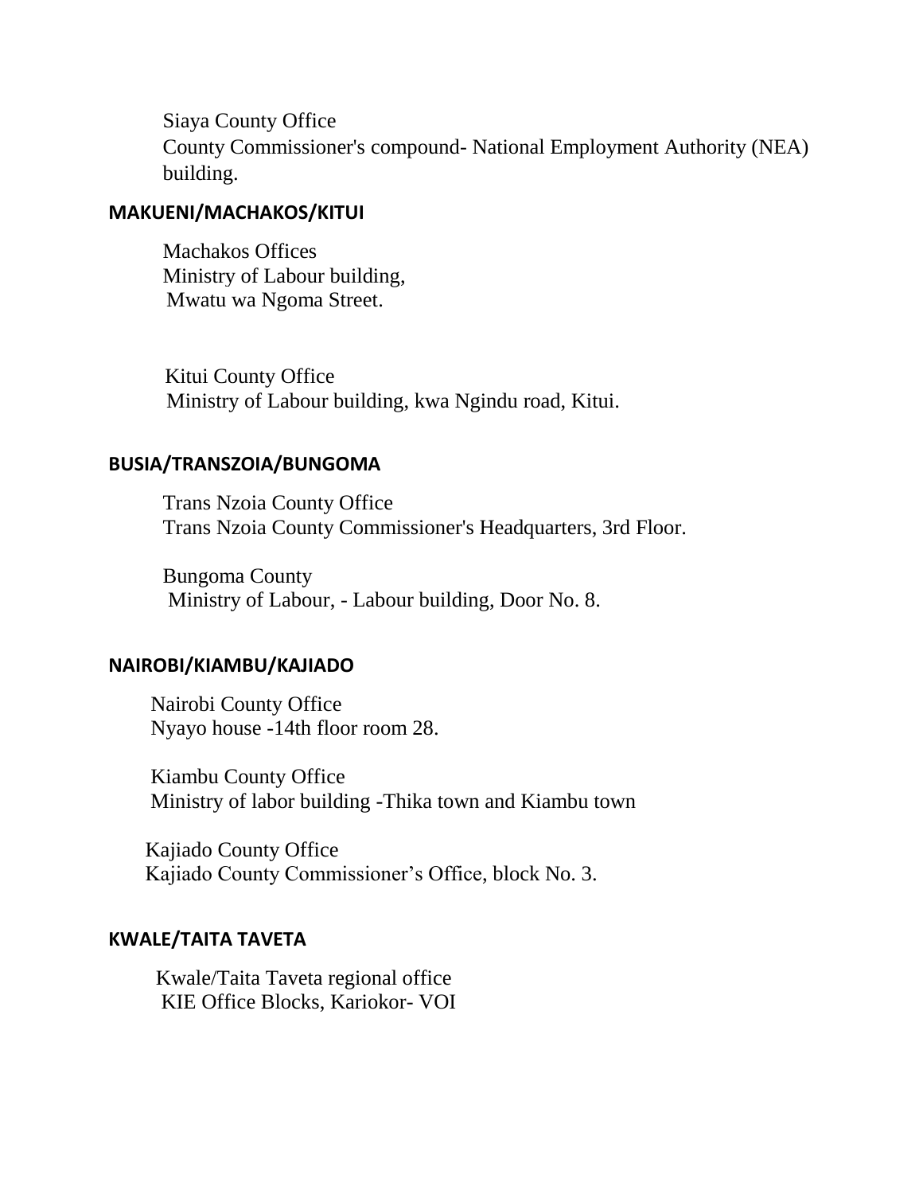Siaya County Office
County Commissioner's compound- National Employment Authority (NEA) building.

## MAKUENI/MACHAKOS/KITUI

Machakos Offices
Ministry of Labour building,
Mwatu wa Ngoma Street.

Kitui County Office
Ministry of Labour building, kwa Ngindu road, Kitui.

## BUSIA/TRANSZOIA/BUNGOMA

Trans Nzoia County Office
Trans Nzoia County Commissioner's Headquarters, 3rd Floor.

Bungoma County
Ministry of Labour, - Labour building, Door No. 8.

## NAIROBI/KIAMBU/KAJIADO

Nairobi County Office
Nyayo house -14th floor room 28.

Kiambu County Office
Ministry of labor building -Thika town and Kiambu town

Kajiado County Office
Kajiado County Commissioner's Office, block No. 3.

## KWALE/TAITA TAVETA

Kwale/Taita Taveta regional office
KIE Office Blocks, Kariokor- VOI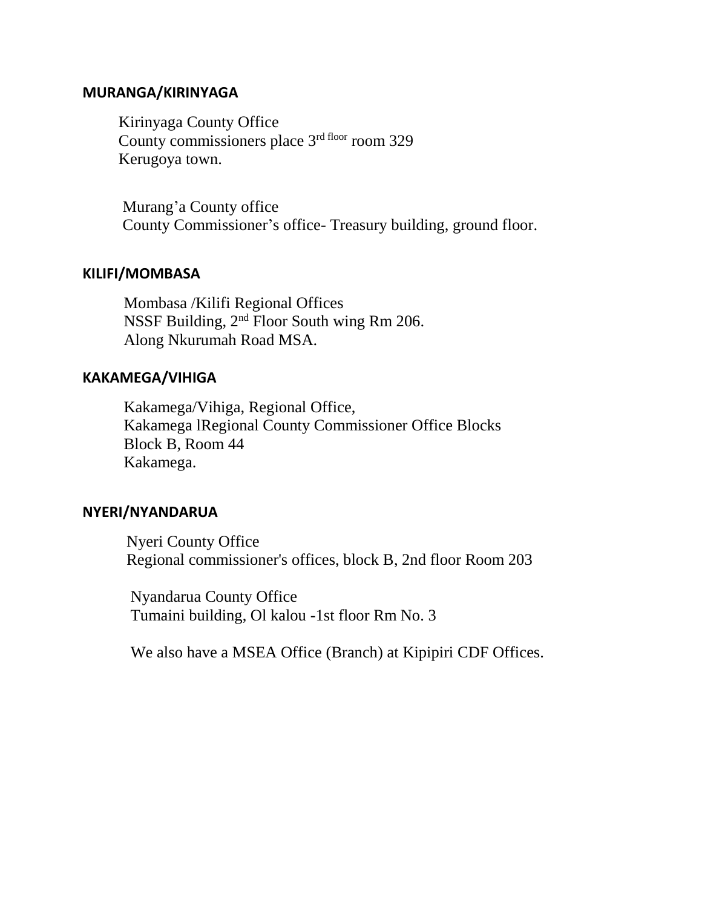**MURANGA/KIRINYAGA**

Kirinyaga County Office
County commissioners place 3rd floor room 329
Kerugoya town.

Murang'a County office
County Commissioner's office- Treasury building, ground floor.

**KILIFI/MOMBASA**

Mombasa /Kilifi Regional Offices
NSSF Building, 2nd Floor South wing Rm 206.
Along Nkurumah Road MSA.

**KAKAMEGA/VIHIGA**

Kakamega/Vihiga, Regional Office,
Kakamega lRegional County Commissioner Office Blocks
Block B, Room 44
Kakamega.

**NYERI/NYANDARUA**

Nyeri County Office
Regional commissioner's offices, block B, 2nd floor Room 203

Nyandarua County Office
Tumaini building, Ol kalou -1st floor Rm No. 3

We also have a MSEA Office (Branch) at Kipipiri CDF Offices.